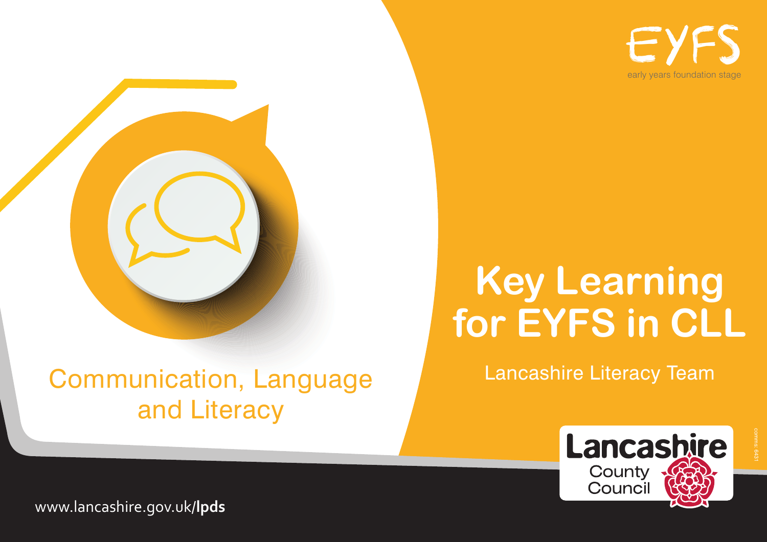EYFS

early years foundation stage

# Key Learning for EYFS in CLL

Lancashire Literacy Team

Communication, Language and Literacy

Lancashire County Council

comms: 6431

www.lancashire.gov.uk/**lpds**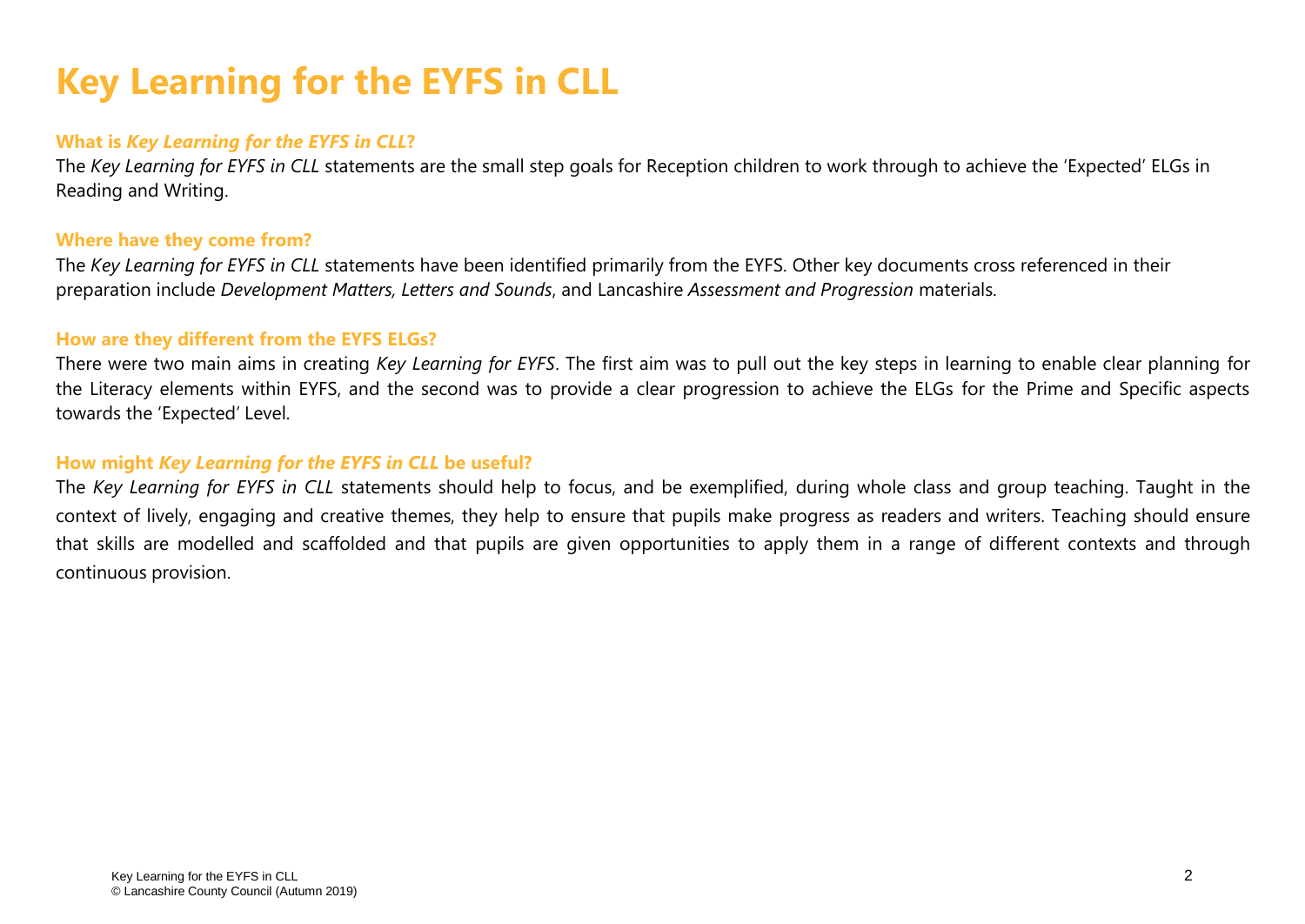# Key Learning for the EYFS in CLL

### What is *Key Learning for the EYFS in CLL*?

The *Key Learning for EYFS in CLL* statements are the small step goals for Reception children to work through to achieve the 'Expected' ELGs in Reading and Writing.

### Where have they come from?

The *Key Learning for EYFS in CLL* statements have been identified primarily from the EYFS. Other key documents cross referenced in their preparation include *Development Matters, Letters and Sounds*, and Lancashire *Assessment and Progression* materials.

### How are they different from the EYFS ELGs?

There were two main aims in creating *Key Learning for EYFS*. The first aim was to pull out the key steps in learning to enable clear planning for the Literacy elements within EYFS, and the second was to provide a clear progression to achieve the ELGs for the Prime and Specific aspects towards the 'Expected' Level.

### How might *Key Learning for the EYFS in CLL* be useful?

The *Key Learning for EYFS in CLL* statements should help to focus, and be exemplified, during whole class and group teaching. Taught in the context of lively, engaging and creative themes, they help to ensure that pupils make progress as readers and writers. Teaching should ensure that skills are modelled and scaffolded and that pupils are given opportunities to apply them in a range of different contexts and through continuous provision.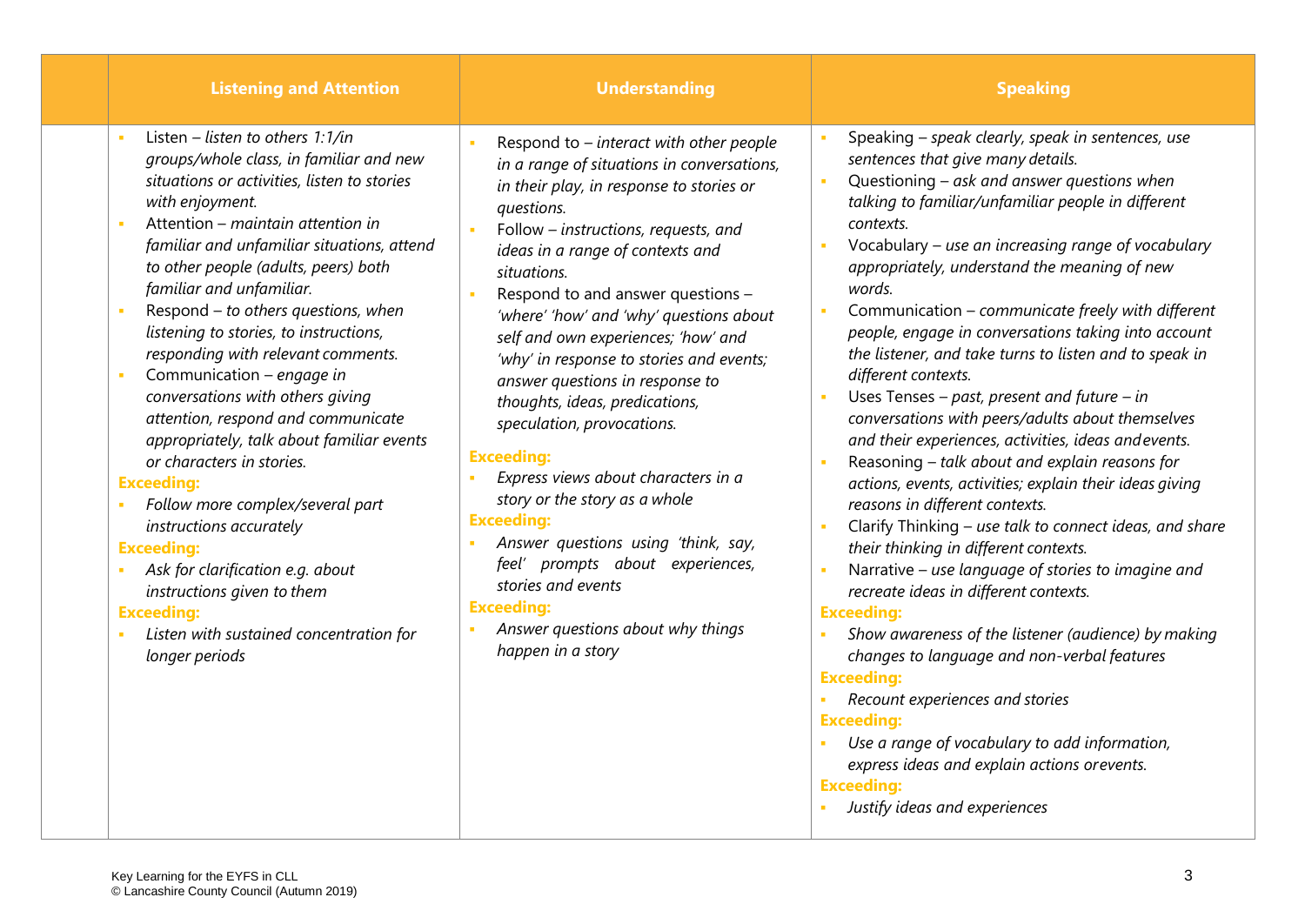| | Listening and Attention | Understanding | Speaking |
|---|---|---|---|
| | ▪ Listen – *listen to others 1:1/in groups/whole class, in familiar and new situations or activities, listen to stories with enjoyment.*<br>▪ Attention – *maintain attention in familiar and unfamiliar situations, attend to other people (adults, peers) both familiar and unfamiliar.*<br>▪ Respond – *to others questions, when listening to stories, to instructions, responding with relevant comments.*<br>▪ Communication – *engage in conversations with others giving attention, respond and communicate appropriately, talk about familiar events or characters in stories.*<br>**Exceeding:**<br>▪ *Follow more complex/several part instructions accurately*<br>**Exceeding:**<br>▪ *Ask for clarification e.g. about instructions given to them*<br>**Exceeding:**<br>▪ *Listen with sustained concentration for longer periods* | ▪ Respond to – *interact with other people in a range of situations in conversations, in their play, in response to stories or questions.*<br>▪ Follow – *instructions, requests, and ideas in a range of contexts and situations.*<br>▪ Respond to and answer questions – *'where' 'how' and 'why' questions about self and own experiences; 'how' and 'why' in response to stories and events; answer questions in response to thoughts, ideas, predications, speculation, provocations.*<br>**Exceeding:**<br>▪ *Express views about characters in a story or the story as a whole*<br>**Exceeding:**<br>▪ *Answer questions using 'think, say, feel' prompts about experiences, stories and events*<br>**Exceeding:**<br>▪ *Answer questions about why things happen in a story* | ▪ Speaking – *speak clearly, speak in sentences, use sentences that give many details.*<br>▪ Questioning – *ask and answer questions when talking to familiar/unfamiliar people in different contexts.*<br>▪ Vocabulary – *use an increasing range of vocabulary appropriately, understand the meaning of new words.*<br>▪ Communication – *communicate freely with different people, engage in conversations taking into account the listener, and take turns to listen and to speak in different contexts.*<br>▪ Uses Tenses – *past, present and future – in conversations with peers/adults about themselves and their experiences, activities, ideas and events.*<br>▪ Reasoning – *talk about and explain reasons for actions, events, activities; explain their ideas giving reasons in different contexts.*<br>▪ Clarify Thinking – *use talk to connect ideas, and share their thinking in different contexts.*<br>▪ Narrative – *use language of stories to imagine and recreate ideas in different contexts.*<br>**Exceeding:**<br>▪ *Show awareness of the listener (audience) by making changes to language and non-verbal features*<br>**Exceeding:**<br>▪ *Recount experiences and stories*<br>**Exceeding:**<br>▪ *Use a range of vocabulary to add information, express ideas and explain actions or events.*<br>**Exceeding:**<br>▪ *Justify ideas and experiences* |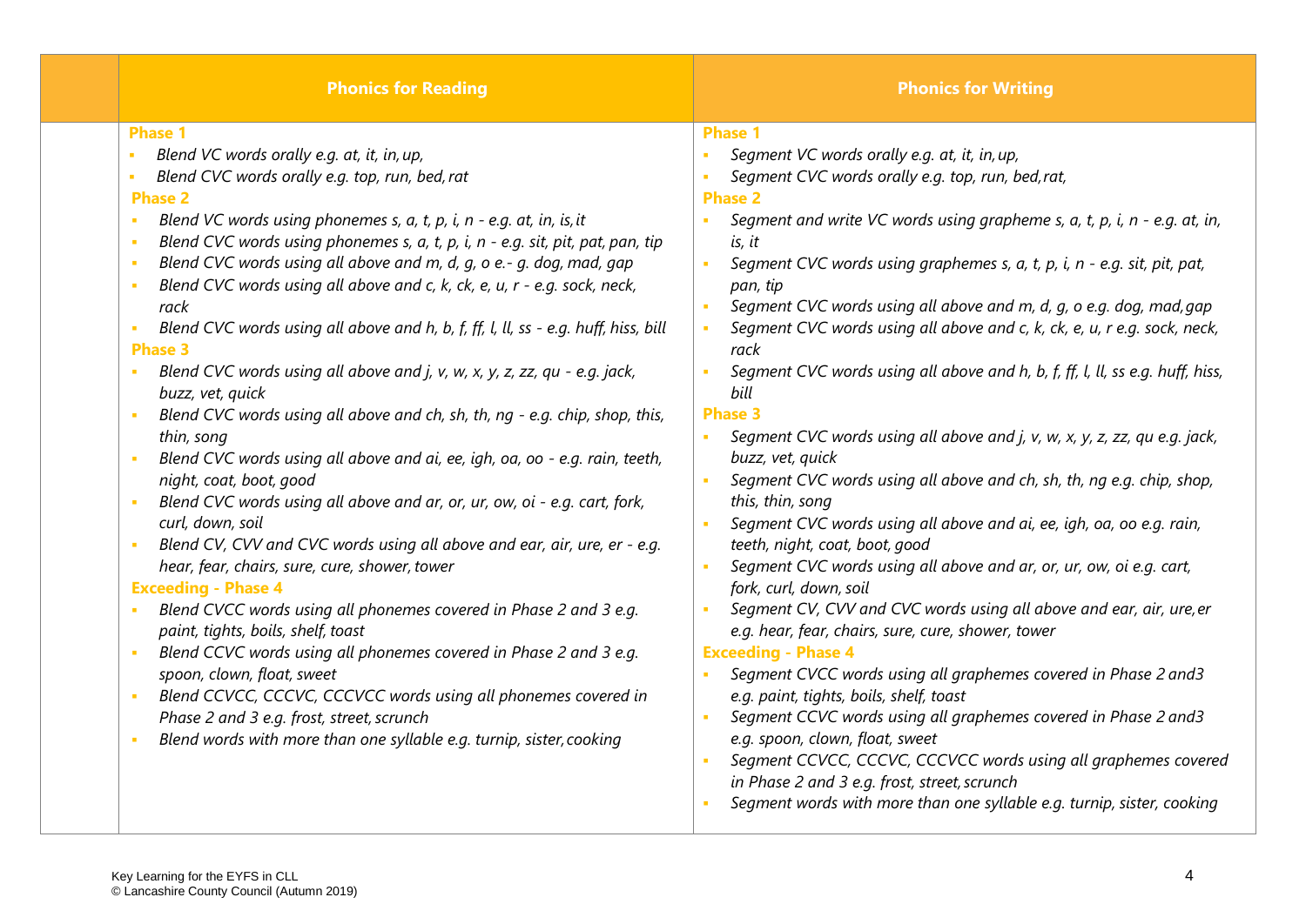| | Phonics for Reading | Phonics for Writing |
|---|---|---|
| | **Phase 1**<br>- *Blend VC words orally e.g. at, it, in, up,*<br>- *Blend CVC words orally e.g. top, run, bed, rat*<br>**Phase 2**<br>- *Blend VC words using phonemes s, a, t, p, i, n - e.g. at, in, is, it*<br>- *Blend CVC words using phonemes s, a, t, p, i, n - e.g. sit, pit, pat, pan, tip*<br>- *Blend CVC words using all above and m, d, g, o e.- g. dog, mad, gap*<br>- *Blend CVC words using all above and c, k, ck, e, u, r - e.g. sock, neck, rack*<br>- *Blend CVC words using all above and h, b, f, ff, l, ll, ss - e.g. huff, hiss, bill*<br>**Phase 3**<br>- *Blend CVC words using all above and j, v, w, x, y, z, zz, qu - e.g. jack, buzz, vet, quick*<br>- *Blend CVC words using all above and ch, sh, th, ng - e.g. chip, shop, this, thin, song*<br>- *Blend CVC words using all above and ai, ee, igh, oa, oo - e.g. rain, teeth, night, coat, boot, good*<br>- *Blend CVC words using all above and ar, or, ur, ow, oi - e.g. cart, fork, curl, down, soil*<br>- *Blend CV, CVV and CVC words using all above and ear, air, ure, er - e.g. hear, fear, chairs, sure, cure, shower, tower*<br>**Exceeding - Phase 4**<br>- *Blend CVCC words using all phonemes covered in Phase 2 and 3 e.g. paint, tights, boils, shelf, toast*<br>- *Blend CCVC words using all phonemes covered in Phase 2 and 3 e.g. spoon, clown, float, sweet*<br>- *Blend CCVCC, CCCVC, CCCVCC words using all phonemes covered in Phase 2 and 3 e.g. frost, street, scrunch*<br>- *Blend words with more than one syllable e.g. turnip, sister, cooking* | **Phase 1**<br>- *Segment VC words orally e.g. at, it, in, up,*<br>- *Segment CVC words orally e.g. top, run, bed, rat,*<br>**Phase 2**<br>- *Segment and write VC words using grapheme s, a, t, p, i, n - e.g. at, in, is, it*<br>- *Segment CVC words using graphemes s, a, t, p, i, n - e.g. sit, pit, pat, pan, tip*<br>- *Segment CVC words using all above and m, d, g, o e.g. dog, mad, gap*<br>- *Segment CVC words using all above and c, k, ck, e, u, r e.g. sock, neck, rack*<br>- *Segment CVC words using all above and h, b, f, ff, l, ll, ss e.g. huff, hiss, bill*<br>**Phase 3**<br>- *Segment CVC words using all above and j, v, w, x, y, z, zz, qu e.g. jack, buzz, vet, quick*<br>- *Segment CVC words using all above and ch, sh, th, ng e.g. chip, shop, this, thin, song*<br>- *Segment CVC words using all above and ai, ee, igh, oa, oo e.g. rain, teeth, night, coat, boot, good*<br>- *Segment CVC words using all above and ar, or, ur, ow, oi e.g. cart, fork, curl, down, soil*<br>- *Segment CV, CVV and CVC words using all above and ear, air, ure, er e.g. hear, fear, chairs, sure, cure, shower, tower*<br>**Exceeding - Phase 4**<br>- *Segment CVCC words using all graphemes covered in Phase 2 and3 e.g. paint, tights, boils, shelf, toast*<br>- *Segment CCVC words using all graphemes covered in Phase 2 and3 e.g. spoon, clown, float, sweet*<br>- *Segment CCVCC, CCCVC, CCCVCC words using all graphemes covered in Phase 2 and 3 e.g. frost, street, scrunch*<br>- *Segment words with more than one syllable e.g. turnip, sister, cooking* |

Key Learning for the EYFS in CLL
© Lancashire County Council (Autumn 2019)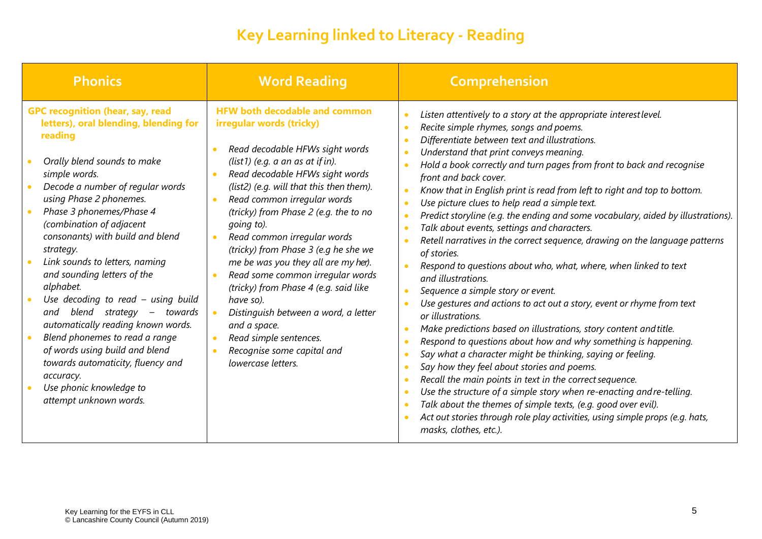# Key Learning linked to Literacy - Reading

| Phonics | Word Reading | Comprehension |
|---|---|---|
| **GPC recognition (hear, say, read letters), oral blending, blending for reading**<br><br>• *Orally blend sounds to make simple words.*<br>• *Decode a number of regular words using Phase 2 phonemes.*<br>• *Phase 3 phonemes/Phase 4 (combination of adjacent consonants) with build and blend strategy.*<br>• *Link sounds to letters, naming and sounding letters of the alphabet.*<br>• *Use decoding to read – using build and blend strategy – towards automatically reading known words.*<br>• *Blend phonemes to read a range of words using build and blend towards automaticity, fluency and accuracy.*<br>• *Use phonic knowledge to attempt unknown words.* | **HFW both decodable and common irregular words (tricky)**<br><br>• *Read decodable HFWs sight words (list1) (e.g. a an as at if in).*<br>• *Read decodable HFWs sight words (list2) (e.g. will that this then them).*<br>• *Read common irregular words (tricky) from Phase 2 (e.g. the to no going to).*<br>• *Read common irregular words (tricky) from Phase 3 (e.g he she we me be was you they all are my her).*<br>• *Read some common irregular words (tricky) from Phase 4 (e.g. said like have so).*<br>• *Distinguish between a word, a letter and a space.*<br>• *Read simple sentences.*<br>• *Recognise some capital and lowercase letters.* | • *Listen attentively to a story at the appropriate interest level.*<br>• *Recite simple rhymes, songs and poems.*<br>• *Differentiate between text and illustrations.*<br>• *Understand that print conveys meaning.*<br>• *Hold a book correctly and turn pages from front to back and recognise front and back cover.*<br>• *Know that in English print is read from left to right and top to bottom.*<br>• *Use picture clues to help read a simple text.*<br>• *Predict storyline (e.g. the ending and some vocabulary, aided by illustrations).*<br>• *Talk about events, settings and characters.*<br>• *Retell narratives in the correct sequence, drawing on the language patterns of stories.*<br>• *Respond to questions about who, what, where, when linked to text and illustrations.*<br>• *Sequence a simple story or event.*<br>• *Use gestures and actions to act out a story, event or rhyme from text or illustrations.*<br>• *Make predictions based on illustrations, story content and title.*<br>• *Respond to questions about how and why something is happening.*<br>• *Say what a character might be thinking, saying or feeling.*<br>• *Say how they feel about stories and poems.*<br>• *Recall the main points in text in the correct sequence.*<br>• *Use the structure of a simple story when re-enacting and re-telling.*<br>• *Talk about the themes of simple texts, (e.g. good over evil).*<br>• *Act out stories through role play activities, using simple props (e.g. hats, masks, clothes, etc.).* |

Key Learning for the EYFS in CLL
© Lancashire County Council (Autumn 2019)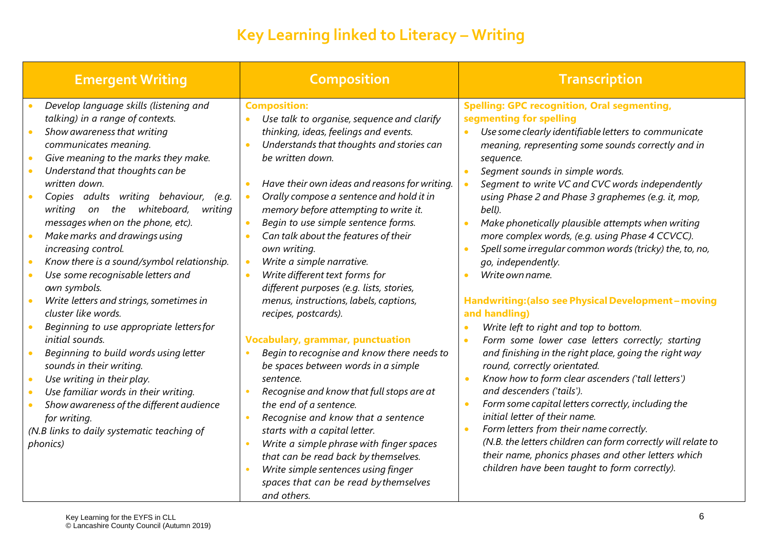# Key Learning linked to Literacy – Writing

| Emergent Writing | Composition | Transcription |
|---|---|---|
| • *Develop language skills (listening and talking) in a range of contexts.*<br>• *Show awareness that writing communicates meaning.*<br>• *Give meaning to the marks they make.*<br>• *Understand that thoughts can be written down.*<br>• *Copies adults writing behaviour, (e.g. writing on the whiteboard, writing messages when on the phone, etc).*<br>• *Make marks and drawings using increasing control.*<br>• *Know there is a sound/symbol relationship.*<br>• *Use some recognisable letters and own symbols.*<br>• *Write letters and strings, sometimes in cluster like words.*<br>• *Beginning to use appropriate letters for initial sounds.*<br>• *Beginning to build words using letter sounds in their writing.*<br>• *Use writing in their play.*<br>• *Use familiar words in their writing.*<br>• *Show awareness of the different audience for writing.*<br>*(N.B links to daily systematic teaching of phonics)* | **Composition:**<br>• *Use talk to organise, sequence and clarify thinking, ideas, feelings and events.*<br>• *Understands that thoughts and stories can be written down.*<br><br>• *Have their own ideas and reasons for writing.*<br>• *Orally compose a sentence and hold it in memory before attempting to write it.*<br>• *Begin to use simple sentence forms.*<br>• *Can talk about the features of their own writing.*<br>• *Write a simple narrative.*<br>• *Write different text forms for different purposes (e.g. lists, stories, menus, instructions, labels, captions, recipes, postcards).*<br><br>**Vocabulary, grammar, punctuation**<br>• *Begin to recognise and know there needs to be spaces between words in a simple sentence.*<br>• *Recognise and know that full stops are at the end of a sentence.*<br>• *Recognise and know that a sentence starts with a capital letter.*<br>• *Write a simple phrase with finger spaces that can be read back by themselves.*<br>• *Write simple sentences using finger spaces that can be read by themselves and others.* | **Spelling: GPC recognition, Oral segmenting, segmenting for spelling**<br>• *Use some clearly identifiable letters to communicate meaning, representing some sounds correctly and in sequence.*<br>• *Segment sounds in simple words.*<br>• *Segment to write VC and CVC words independently using Phase 2 and Phase 3 graphemes (e.g. it, mop, bell).*<br>• *Make phonetically plausible attempts when writing more complex words, (e.g. using Phase 4 CCVCC).*<br>• *Spell some irregular common words (tricky) the, to, no, go, independently.*<br>• *Write own name.*<br><br>**Handwriting:(also see Physical Development – moving and handling)**<br>• *Write left to right and top to bottom.*<br>• *Form some lower case letters correctly; starting and finishing in the right place, going the right way round, correctly orientated.*<br>• *Know how to form clear ascenders ('tall letters') and descenders ('tails').*<br>• *Form some capital letters correctly, including the initial letter of their name.*<br>• *Form letters from their name correctly.*<br>*(N.B. the letters children can form correctly will relate to their name, phonics phases and other letters which children have been taught to form correctly).* |

Key Learning for the EYFS in CLL
© Lancashire County Council (Autumn 2019)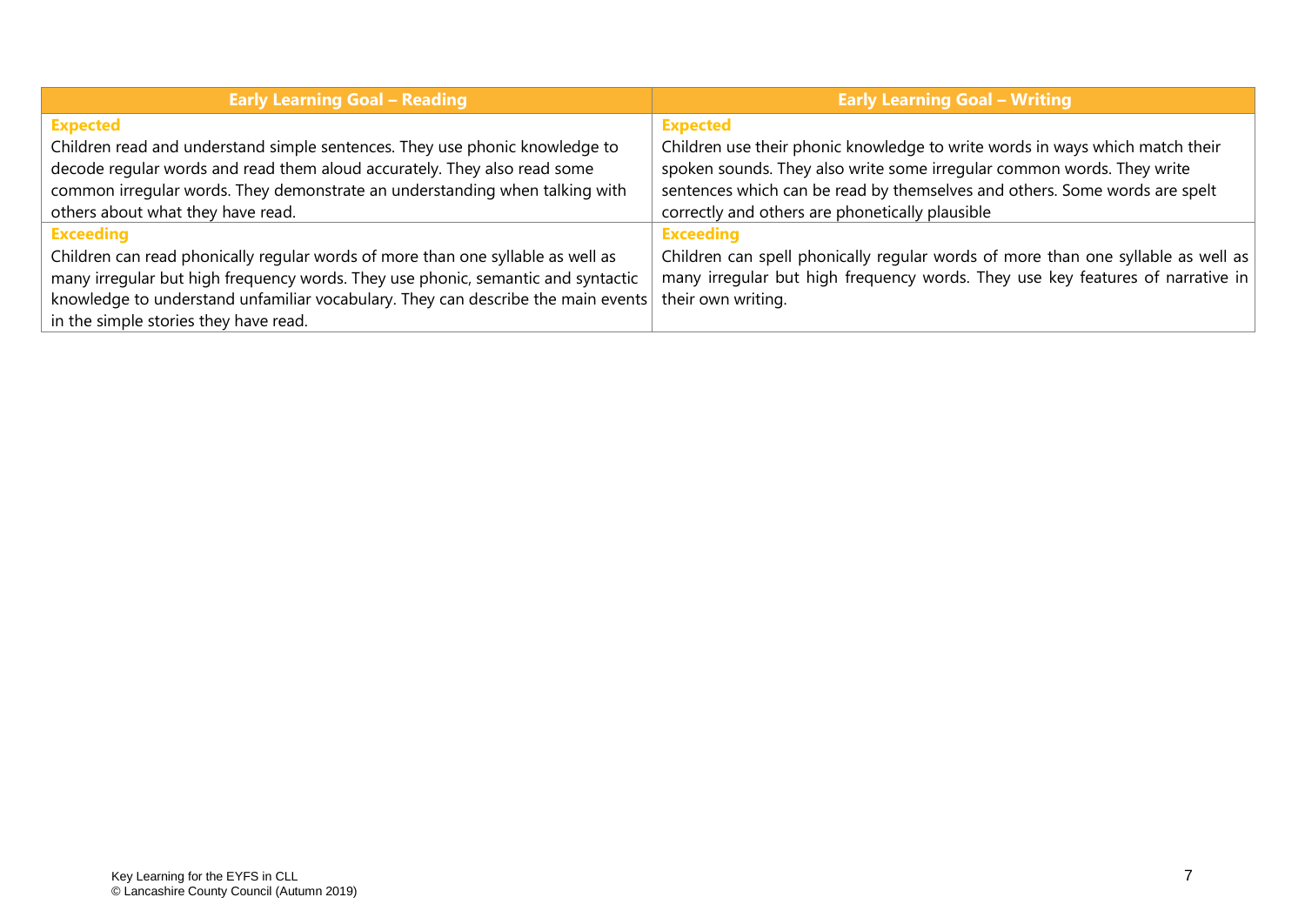| Early Learning Goal – Reading | Early Learning Goal – Writing |
| --- | --- |
| **Expected**<br>Children read and understand simple sentences. They use phonic knowledge to decode regular words and read them aloud accurately. They also read some common irregular words. They demonstrate an understanding when talking with others about what they have read. | **Expected**<br>Children use their phonic knowledge to write words in ways which match their spoken sounds. They also write some irregular common words. They write sentences which can be read by themselves and others. Some words are spelt correctly and others are phonetically plausible |
| **Exceeding**<br>Children can read phonically regular words of more than one syllable as well as many irregular but high frequency words. They use phonic, semantic and syntactic knowledge to understand unfamiliar vocabulary. They can describe the main events in the simple stories they have read. | **Exceeding**<br>Children can spell phonically regular words of more than one syllable as well as many irregular but high frequency words. They use key features of narrative in their own writing. |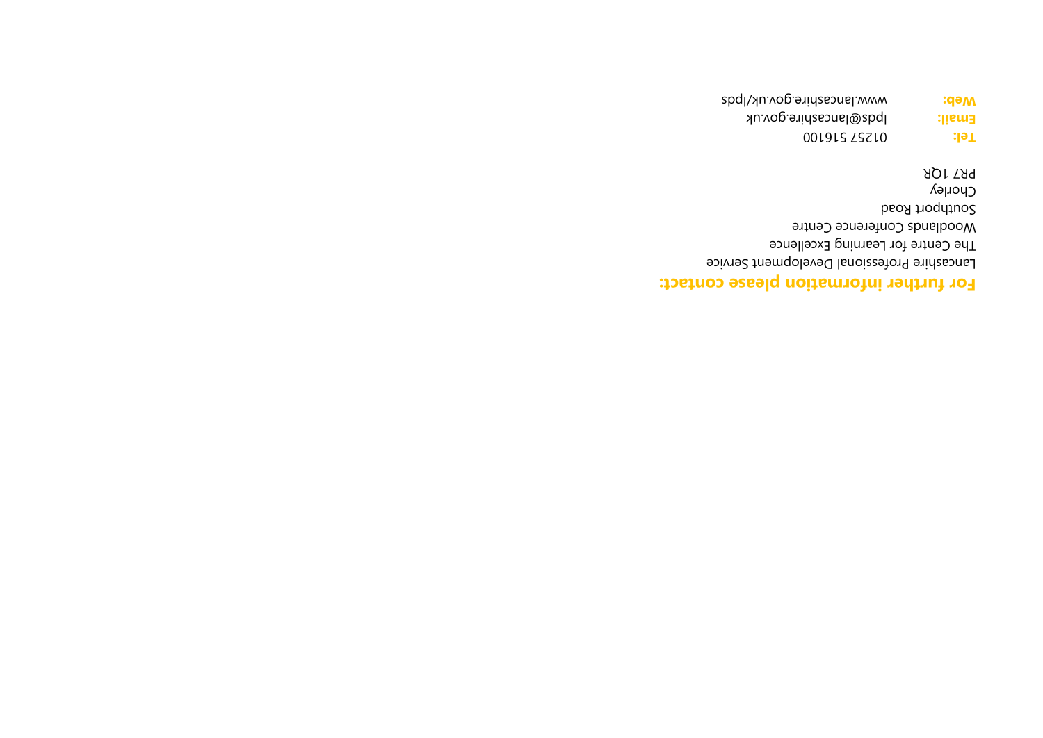**For further information please contact:**

Lancashire Professional Development Service
The Centre for Learning Excellence
Woodlands Conference Centre
Southport Road
Chorley
PR7 1QR

**Tel:** 01257 516100
**Email:** lpds@lancashire.gov.uk
**Web:** www.lancashire.gov.uk/lpds